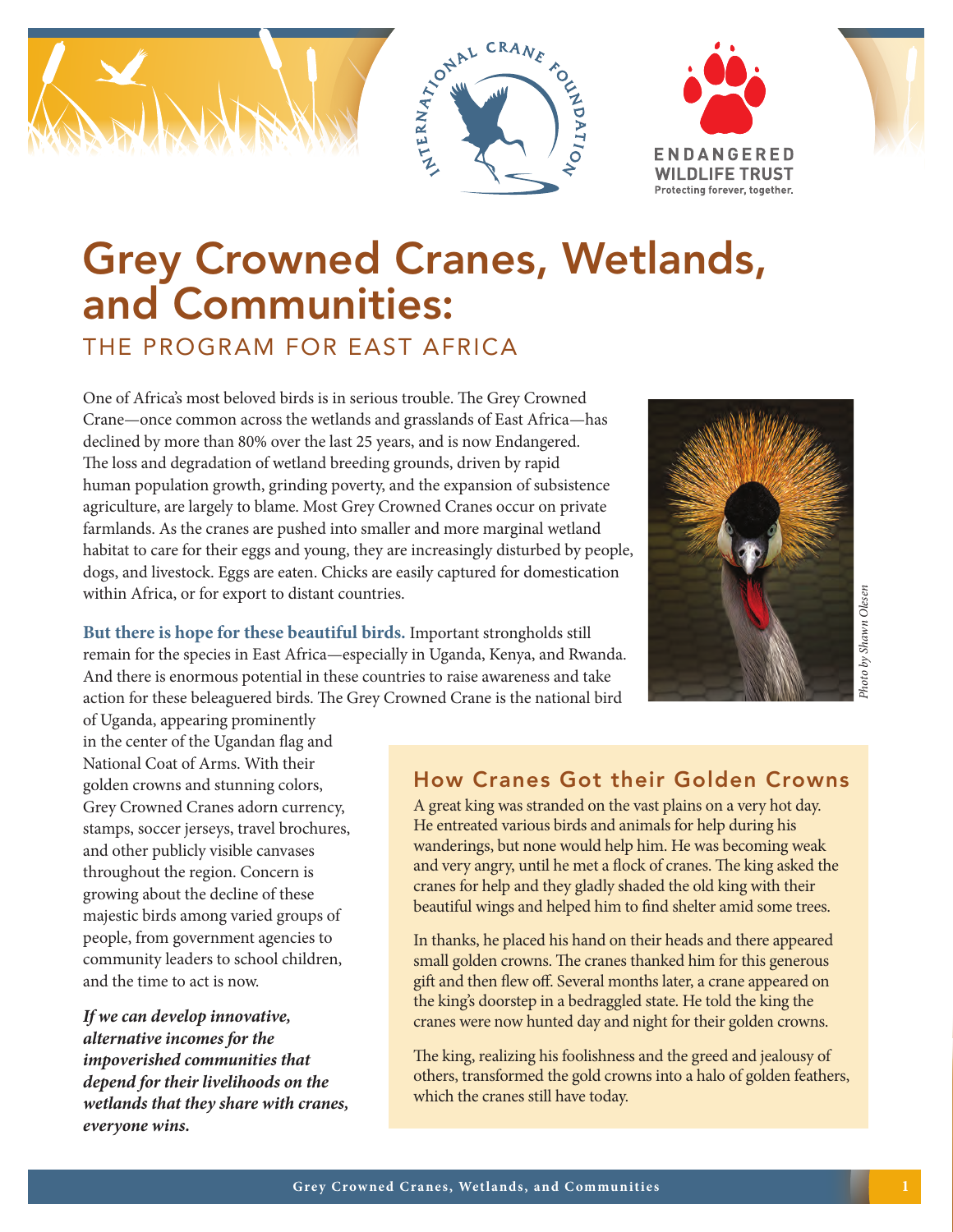# Grey Crowned Cranes, Wetlands, and Communities:

## THE PROGRAM FOR EAST AFRICA

One of Africa's most beloved birds is in serious trouble. The Grey Crowned Crane—once common across the wetlands and grasslands of East Africa—has declined by more than 80% over the last 25 years, and is now Endangered. The loss and degradation of wetland breeding grounds, driven by rapid human population growth, grinding poverty, and the expansion of subsistence agriculture, are largely to blame. Most Grey Crowned Cranes occur on private farmlands. As the cranes are pushed into smaller and more marginal wetland habitat to care for their eggs and young, they are increasingly disturbed by people, dogs, and livestock. Eggs are eaten. Chicks are easily captured for domestication within Africa, or for export to distant countries.

Photo by Shawn Olesen

**But there is hope for these beautiful birds.** Important strongholds still remain for the species in East Africa—especially in Uganda, Kenya, and Rwanda. And there is enormous potential in these countries to raise awareness and take action for these beleaguered birds. The Grey Crowned Crane is the national bird of Uganda, appearing prominently in the center of the Ugandan flag and National Coat of Arms. With their golden crowns and stunning colors, Grey Crowned Cranes adorn currency, stamps, soccer jerseys, travel brochures, and other publicly visible canvases throughout the region. Concern is growing about the decline of these majestic birds among varied groups of people, from government agencies to community leaders to school children, and the time to act is now.

***If we can develop innovative, alternative incomes for the impoverished communities that depend for their livelihoods on the wetlands that they share with cranes, everyone wins.***

### How Cranes Got their Golden Crowns

A great king was stranded on the vast plains on a very hot day. He entreated various birds and animals for help during his wanderings, but none would help him. He was becoming weak and very angry, until he met a flock of cranes. The king asked the cranes for help and they gladly shaded the old king with their beautiful wings and helped him to find shelter amid some trees.

In thanks, he placed his hand on their heads and there appeared small golden crowns. The cranes thanked him for this generous gift and then flew off. Several months later, a crane appeared on the king's doorstep in a bedraggled state. He told the king the cranes were now hunted day and night for their golden crowns.

The king, realizing his foolishness and the greed and jealousy of others, transformed the gold crowns into a halo of golden feathers, which the cranes still have today.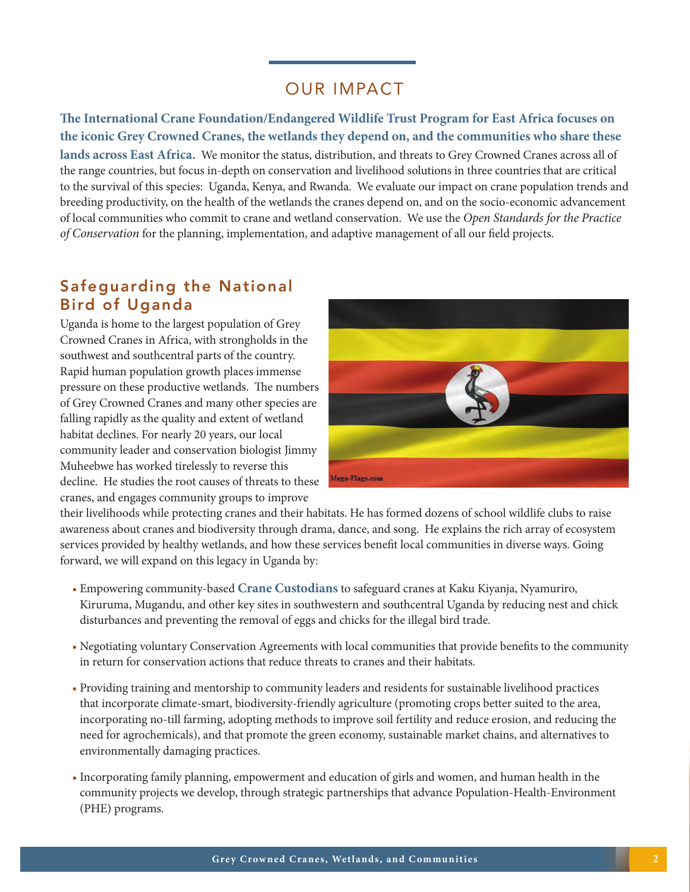# OUR IMPACT

**The International Crane Foundation/Endangered Wildlife Trust Program for East Africa focuses on the iconic Grey Crowned Cranes, the wetlands they depend on, and the communities who share these lands across East Africa.** We monitor the status, distribution, and threats to Grey Crowned Cranes across all of the range countries, but focus in-depth on conservation and livelihood solutions in three countries that are critical to the survival of this species: Uganda, Kenya, and Rwanda. We evaluate our impact on crane population trends and breeding productivity, on the health of the wetlands the cranes depend on, and on the socio-economic advancement of local communities who commit to crane and wetland conservation. We use the *Open Standards for the Practice of Conservation* for the planning, implementation, and adaptive management of all our field projects.

## Safeguarding the National Bird of Uganda

Uganda is home to the largest population of Grey Crowned Cranes in Africa, with strongholds in the southwest and southcentral parts of the country. Rapid human population growth places immense pressure on these productive wetlands. The numbers of Grey Crowned Cranes and many other species are falling rapidly as the quality and extent of wetland habitat declines. For nearly 20 years, our local community leader and conservation biologist Jimmy Muheebwe has worked tirelessly to reverse this decline. He studies the root causes of threats to these cranes, and engages community groups to improve their livelihoods while protecting cranes and their habitats. He has formed dozens of school wildlife clubs to raise awareness about cranes and biodiversity through drama, dance, and song. He explains the rich array of ecosystem services provided by healthy wetlands, and how these services benefit local communities in diverse ways. Going forward, we will expand on this legacy in Uganda by:

- Empowering community-based **Crane Custodians** to safeguard cranes at Kaku Kiyanja, Nyamuriro, Kiruruma, Mugandu, and other key sites in southwestern and southcentral Uganda by reducing nest and chick disturbances and preventing the removal of eggs and chicks for the illegal bird trade.
- Negotiating voluntary Conservation Agreements with local communities that provide benefits to the community in return for conservation actions that reduce threats to cranes and their habitats.
- Providing training and mentorship to community leaders and residents for sustainable livelihood practices that incorporate climate-smart, biodiversity-friendly agriculture (promoting crops better suited to the area, incorporating no-till farming, adopting methods to improve soil fertility and reduce erosion, and reducing the need for agrochemicals), and that promote the green economy, sustainable market chains, and alternatives to environmentally damaging practices.
- Incorporating family planning, empowerment and education of girls and women, and human health in the community projects we develop, through strategic partnerships that advance Population-Health-Environment (PHE) programs.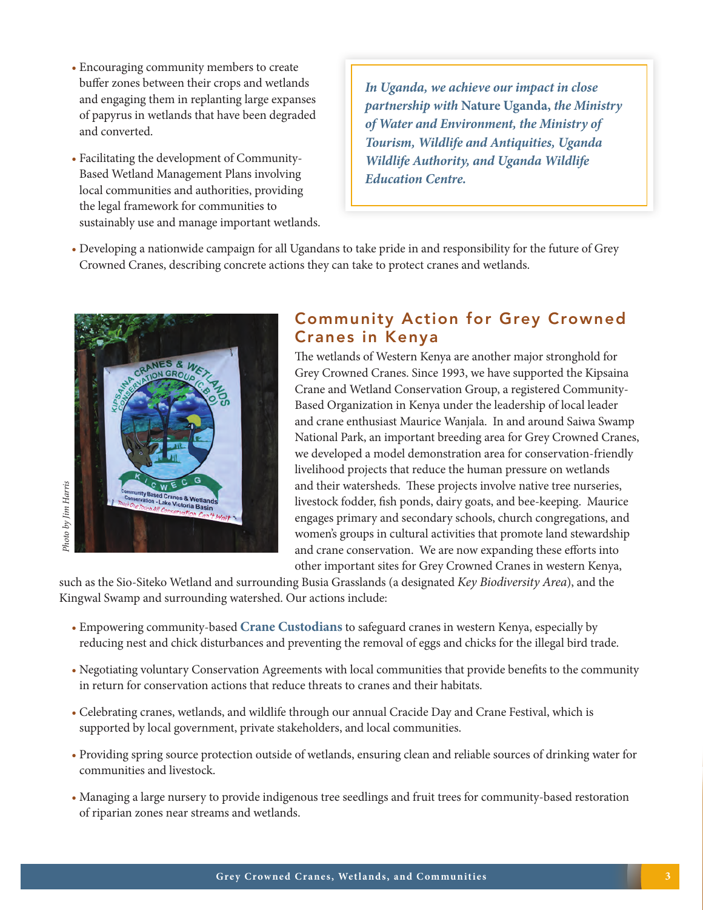- Encouraging community members to create buffer zones between their crops and wetlands and engaging them in replanting large expanses of papyrus in wetlands that have been degraded and converted.
- Facilitating the development of Community-Based Wetland Management Plans involving local communities and authorities, providing the legal framework for communities to sustainably use and manage important wetlands.

*In Uganda, we achieve our impact in close partnership with* **Nature Uganda**, *the Ministry of Water and Environment, the Ministry of Tourism, Wildlife and Antiquities, Uganda Wildlife Authority, and Uganda Wildlife Education Centre.*

- Developing a nationwide campaign for all Ugandans to take pride in and responsibility for the future of Grey Crowned Cranes, describing concrete actions they can take to protect cranes and wetlands.

*Photo by Jim Harris*

## Community Action for Grey Crowned Cranes in Kenya

The wetlands of Western Kenya are another major stronghold for Grey Crowned Cranes. Since 1993, we have supported the Kipsaina Crane and Wetland Conservation Group, a registered Community-Based Organization in Kenya under the leadership of local leader and crane enthusiast Maurice Wanjala. In and around Saiwa Swamp National Park, an important breeding area for Grey Crowned Cranes, we developed a model demonstration area for conservation-friendly livelihood projects that reduce the human pressure on wetlands and their watersheds. These projects involve native tree nurseries, livestock fodder, fish ponds, dairy goats, and bee-keeping. Maurice engages primary and secondary schools, church congregations, and women's groups in cultural activities that promote land stewardship and crane conservation. We are now expanding these efforts into other important sites for Grey Crowned Cranes in western Kenya, such as the Sio-Siteko Wetland and surrounding Busia Grasslands (a designated *Key Biodiversity Area*), and the Kingwal Swamp and surrounding watershed. Our actions include:

- Empowering community-based **Crane Custodians** to safeguard cranes in western Kenya, especially by reducing nest and chick disturbances and preventing the removal of eggs and chicks for the illegal bird trade.
- Negotiating voluntary Conservation Agreements with local communities that provide benefits to the community in return for conservation actions that reduce threats to cranes and their habitats.
- Celebrating cranes, wetlands, and wildlife through our annual Cracide Day and Crane Festival, which is supported by local government, private stakeholders, and local communities.
- Providing spring source protection outside of wetlands, ensuring clean and reliable sources of drinking water for communities and livestock.
- Managing a large nursery to provide indigenous tree seedlings and fruit trees for community-based restoration of riparian zones near streams and wetlands.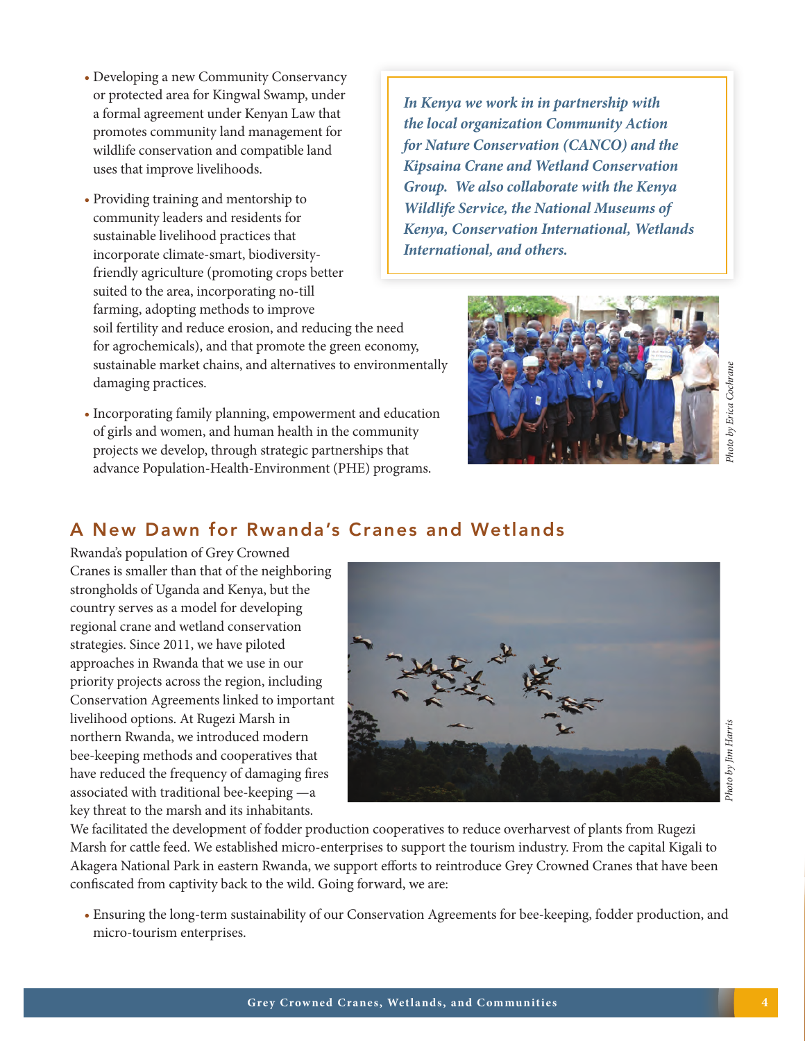- Developing a new Community Conservancy or protected area for Kingwal Swamp, under a formal agreement under Kenyan Law that promotes community land management for wildlife conservation and compatible land uses that improve livelihoods.
- Providing training and mentorship to community leaders and residents for sustainable livelihood practices that incorporate climate-smart, biodiversity-friendly agriculture (promoting crops better suited to the area, incorporating no-till farming, adopting methods to improve soil fertility and reduce erosion, and reducing the need for agrochemicals), and that promote the green economy, sustainable market chains, and alternatives to environmentally damaging practices.
- Incorporating family planning, empowerment and education of girls and women, and human health in the community projects we develop, through strategic partnerships that advance Population-Health-Environment (PHE) programs.

***In Kenya we work in in partnership with the local organization Community Action for Nature Conservation (CANCO) and the Kipsaina Crane and Wetland Conservation Group. We also collaborate with the Kenya Wildlife Service, the National Museums of Kenya, Conservation International, Wetlands International, and others.***

*Photo by Erica Cochrane*

## A New Dawn for Rwanda's Cranes and Wetlands

Rwanda's population of Grey Crowned Cranes is smaller than that of the neighboring strongholds of Uganda and Kenya, but the country serves as a model for developing regional crane and wetland conservation strategies. Since 2011, we have piloted approaches in Rwanda that we use in our priority projects across the region, including Conservation Agreements linked to important livelihood options. At Rugezi Marsh in northern Rwanda, we introduced modern bee-keeping methods and cooperatives that have reduced the frequency of damaging fires associated with traditional bee-keeping —a key threat to the marsh and its inhabitants. We facilitated the development of fodder production cooperatives to reduce overharvest of plants from Rugezi Marsh for cattle feed. We established micro-enterprises to support the tourism industry. From the capital Kigali to Akagera National Park in eastern Rwanda, we support efforts to reintroduce Grey Crowned Cranes that have been confiscated from captivity back to the wild. Going forward, we are:

*Photo by Jim Harris*

- Ensuring the long-term sustainability of our Conservation Agreements for bee-keeping, fodder production, and micro-tourism enterprises.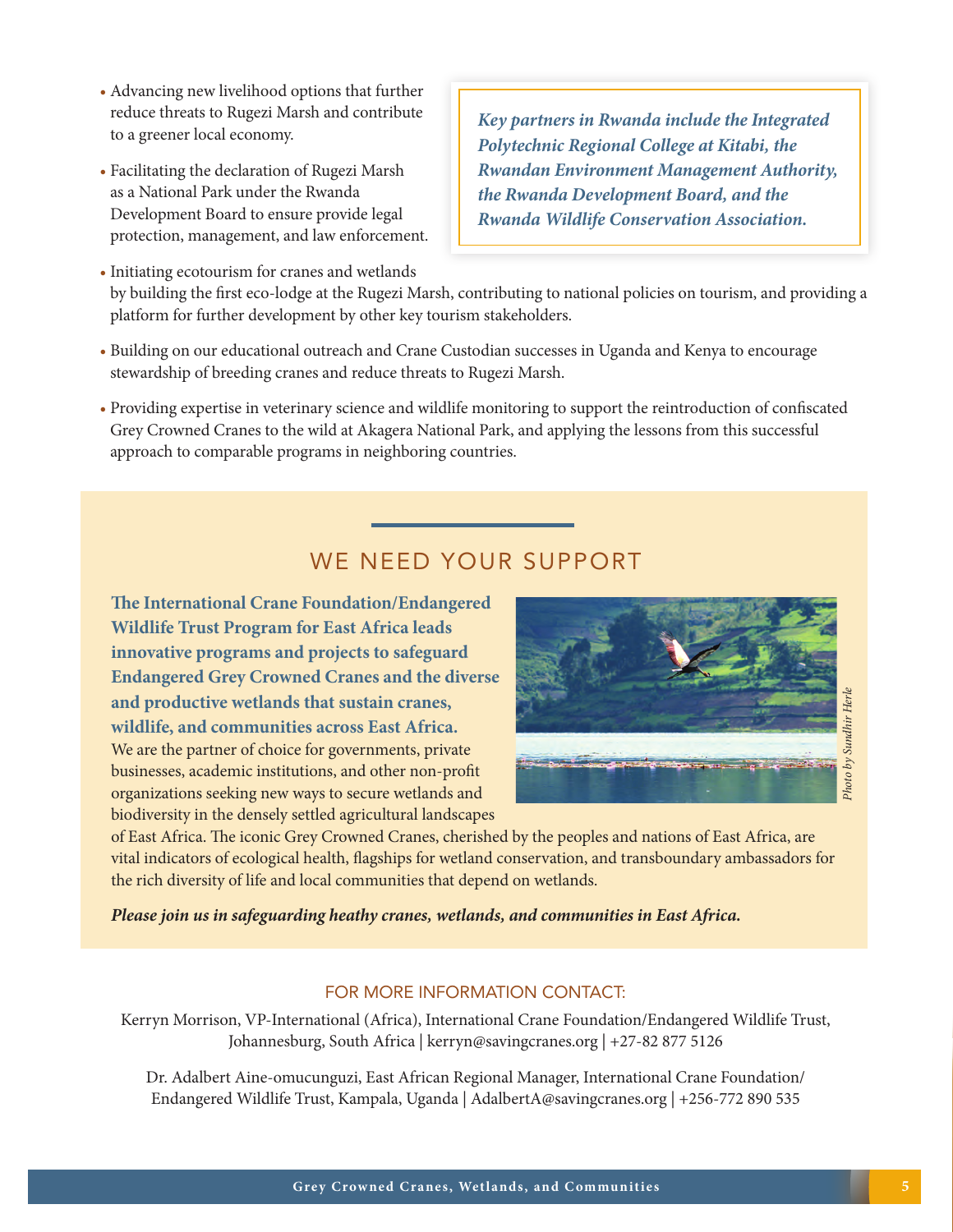- Advancing new livelihood options that further reduce threats to Rugezi Marsh and contribute to a greener local economy.
- Facilitating the declaration of Rugezi Marsh as a National Park under the Rwanda Development Board to ensure provide legal protection, management, and law enforcement.

***Key partners in Rwanda include the Integrated Polytechnic Regional College at Kitabi, the Rwandan Environment Management Authority, the Rwanda Development Board, and the Rwanda Wildlife Conservation Association.***

- Initiating ecotourism for cranes and wetlands by building the first eco-lodge at the Rugezi Marsh, contributing to national policies on tourism, and providing a platform for further development by other key tourism stakeholders.
- Building on our educational outreach and Crane Custodian successes in Uganda and Kenya to encourage stewardship of breeding cranes and reduce threats to Rugezi Marsh.
- Providing expertise in veterinary science and wildlife monitoring to support the reintroduction of confiscated Grey Crowned Cranes to the wild at Akagera National Park, and applying the lessons from this successful approach to comparable programs in neighboring countries.

## WE NEED YOUR SUPPORT

**The International Crane Foundation/Endangered Wildlife Trust Program for East Africa leads innovative programs and projects to safeguard Endangered Grey Crowned Cranes and the diverse and productive wetlands that sustain cranes, wildlife, and communities across East Africa.** We are the partner of choice for governments, private businesses, academic institutions, and other non-profit organizations seeking new ways to secure wetlands and biodiversity in the densely settled agricultural landscapes of East Africa. The iconic Grey Crowned Cranes, cherished by the peoples and nations of East Africa, are vital indicators of ecological health, flagships for wetland conservation, and transboundary ambassadors for the rich diversity of life and local communities that depend on wetlands.

*Photo by Sundhir Herle*

***Please join us in safeguarding heathy cranes, wetlands, and communities in East Africa.***

### FOR MORE INFORMATION CONTACT:

Kerryn Morrison, VP-International (Africa), International Crane Foundation/Endangered Wildlife Trust, Johannesburg, South Africa | kerryn@savingcranes.org | +27-82 877 5126

Dr. Adalbert Aine-omucunguzi, East African Regional Manager, International Crane Foundation/ Endangered Wildlife Trust, Kampala, Uganda | AdalbertA@savingcranes.org | +256-772 890 535